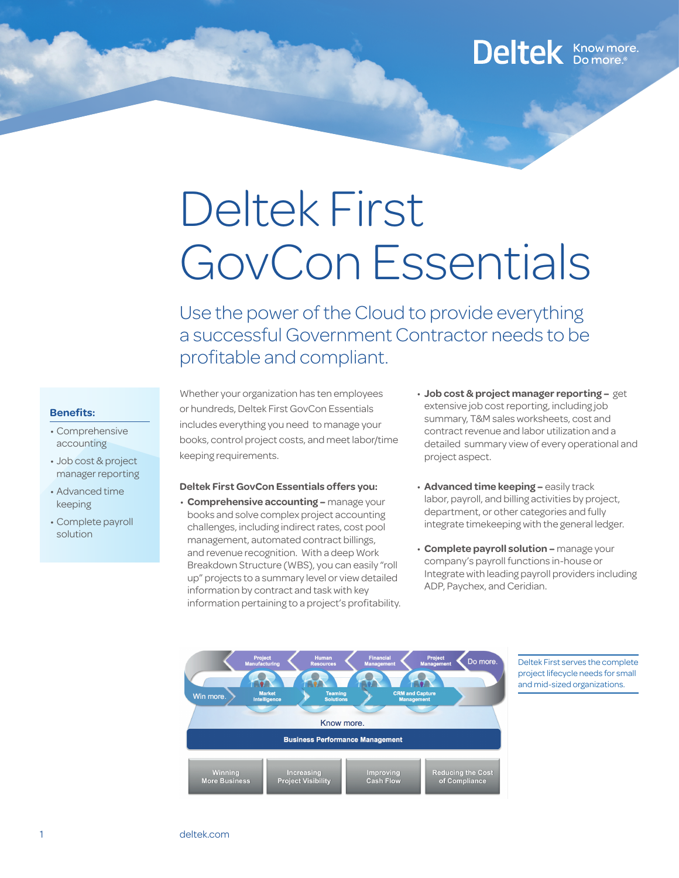# Deltek First GovCon Essentials

## Use the power of the Cloud to provide everything a successful Government Contractor needs to be profitable and compliant.

**Benefits:**

- Comprehensive accounting
- Job cost & project manager reporting
- Advanced time keeping
- Complete payroll solution

Whether your organization has ten employees or hundreds, Deltek First GovCon Essentials includes everything you need to manage your books, control project costs, and meet labor/time keeping requirements.

**Deltek First GovCon Essentials offers you:**

- **Comprehensive accounting –** manage your books and solve complex project accounting challenges, including indirect rates, cost pool management, automated contract billings, and revenue recognition. With a deep Work Breakdown Structure (WBS), you can easily "roll up" projects to a summary level or view detailed information by contract and task with key information pertaining to a project's profitability.
- **Job cost & project manager reporting –** get extensive job cost reporting, including job summary, T&M sales worksheets, cost and contract revenue and labor utilization and a detailed summary view of every operational and project aspect.
- **Advanced time keeping –** easily track labor, payroll, and billing activities by project, department, or other categories and fully integrate timekeeping with the general ledger.
- **Complete payroll solution –** manage your company's payroll functions in-house or Integrate with leading payroll providers including ADP, Paychex, and Ceridian.

Project Manufacturing | Human Resources | Financial Management | Project Management | Do more.

Win more. | Market Intelligence | Teaming Solutions | CRM and Capture Management

Know more.

Business Performance Management

Winning More Business | Increasing Project Visibility | Improving Cash Flow | Reducing the Cost of Compliance

Deltek First serves the complete project lifecycle needs for small and mid-sized organizations.

deltek.com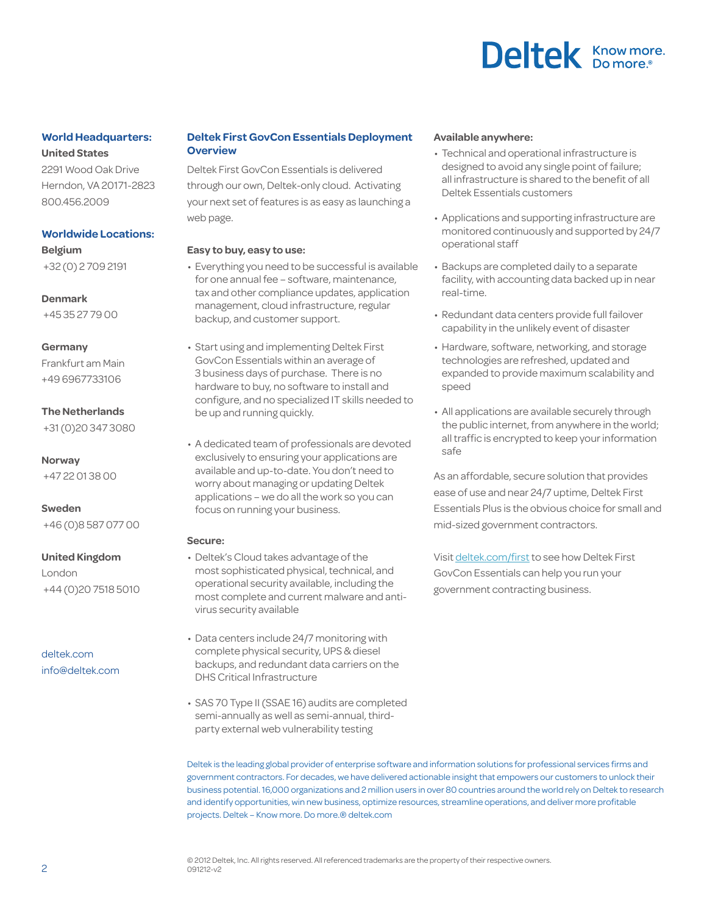Deltek Know more. Do more.®

**World Headquarters:**

**United States**
2291 Wood Oak Drive
Herndon, VA 20171-2823
800.456.2009

**Worldwide Locations:**

**Belgium**
+32 (0) 2 709 2191

**Denmark**
+45 35 27 79 00

**Germany**
Frankfurt am Main
+49 6967733106

**The Netherlands**
+31 (0)20 347 3080

**Norway**
+47 22 01 38 00

**Sweden**
+46 (0)8 587 077 00

**United Kingdom**
London
+44 (0)20 7518 5010

deltek.com
info@deltek.com

## Deltek First GovCon Essentials Deployment Overview

Deltek First GovCon Essentials is delivered through our own, Deltek-only cloud. Activating your next set of features is as easy as launching a web page.

**Easy to buy, easy to use:**

- Everything you need to be successful is available for one annual fee – software, maintenance, tax and other compliance updates, application management, cloud infrastructure, regular backup, and customer support.
- Start using and implementing Deltek First GovCon Essentials within an average of 3 business days of purchase. There is no hardware to buy, no software to install and configure, and no specialized IT skills needed to be up and running quickly.
- A dedicated team of professionals are devoted exclusively to ensuring your applications are available and up-to-date. You don't need to worry about managing or updating Deltek applications – we do all the work so you can focus on running your business.

**Secure:**

- Deltek's Cloud takes advantage of the most sophisticated physical, technical, and operational security available, including the most complete and current malware and anti-virus security available
- Data centers include 24/7 monitoring with complete physical security, UPS & diesel backups, and redundant data carriers on the DHS Critical Infrastructure
- SAS 70 Type II (SSAE 16) audits are completed semi-annually as well as semi-annual, third-party external web vulnerability testing

**Available anywhere:**

- Technical and operational infrastructure is designed to avoid any single point of failure; all infrastructure is shared to the benefit of all Deltek Essentials customers
- Applications and supporting infrastructure are monitored continuously and supported by 24/7 operational staff
- Backups are completed daily to a separate facility, with accounting data backed up in near real-time.
- Redundant data centers provide full failover capability in the unlikely event of disaster
- Hardware, software, networking, and storage technologies are refreshed, updated and expanded to provide maximum scalability and speed
- All applications are available securely through the public internet, from anywhere in the world; all traffic is encrypted to keep your information safe

As an affordable, secure solution that provides ease of use and near 24/7 uptime, Deltek First Essentials Plus is the obvious choice for small and mid-sized government contractors.

Visit deltek.com/first to see how Deltek First GovCon Essentials can help you run your government contracting business.

Deltek is the leading global provider of enterprise software and information solutions for professional services firms and government contractors. For decades, we have delivered actionable insight that empowers our customers to unlock their business potential. 16,000 organizations and 2 million users in over 80 countries around the world rely on Deltek to research and identify opportunities, win new business, optimize resources, streamline operations, and deliver more profitable projects. Deltek – Know more. Do more.® deltek.com

© 2012 Deltek, Inc. All rights reserved. All referenced trademarks are the property of their respective owners.
091212-v2